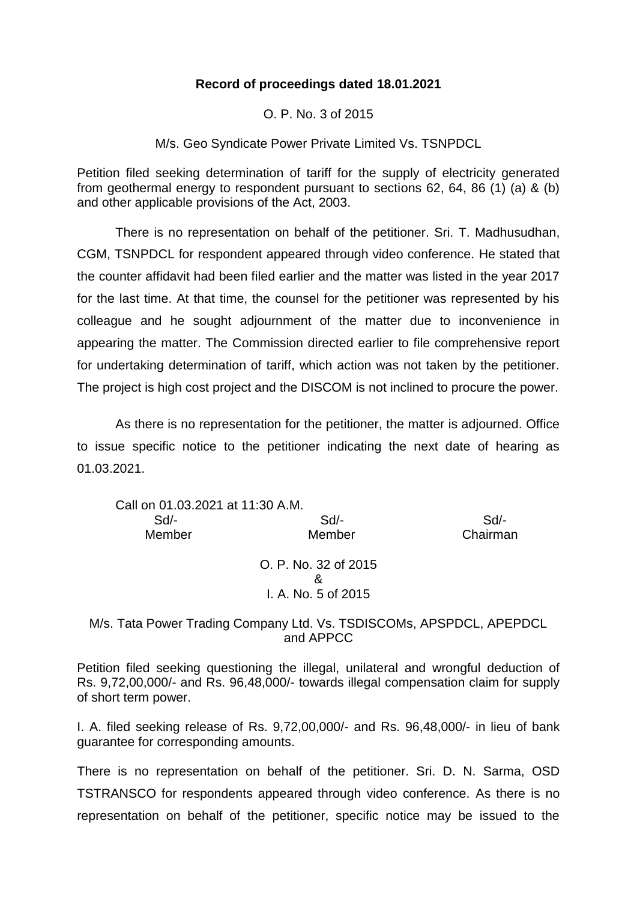**Record of proceedings dated 18.01.2021**

O. P. No. 3 of 2015

M/s. Geo Syndicate Power Private Limited Vs. TSNPDCL

Petition filed seeking determination of tariff for the supply of electricity generated from geothermal energy to respondent pursuant to sections 62, 64, 86 (1) (a) & (b) and other applicable provisions of the Act, 2003.

There is no representation on behalf of the petitioner. Sri. T. Madhusudhan, CGM, TSNPDCL for respondent appeared through video conference. He stated that the counter affidavit had been filed earlier and the matter was listed in the year 2017 for the last time. At that time, the counsel for the petitioner was represented by his colleague and he sought adjournment of the matter due to inconvenience in appearing the matter. The Commission directed earlier to file comprehensive report for undertaking determination of tariff, which action was not taken by the petitioner. The project is high cost project and the DISCOM is not inclined to procure the power.

As there is no representation for the petitioner, the matter is adjourned. Office to issue specific notice to the petitioner indicating the next date of hearing as 01.03.2021.

Call on 01.03.2021 at 11:30 A.M.

| Sd/- | Sd/- | Sd/- |
|---|---|---|
| Member | Member | Chairman |

O. P. No. 32 of 2015
&
I. A. No. 5 of 2015

M/s. Tata Power Trading Company Ltd. Vs. TSDISCOMs, APSPDCL, APEPDCL and APPCC

Petition filed seeking questioning the illegal, unilateral and wrongful deduction of Rs. 9,72,00,000/- and Rs. 96,48,000/- towards illegal compensation claim for supply of short term power.

I. A. filed seeking release of Rs. 9,72,00,000/- and Rs. 96,48,000/- in lieu of bank guarantee for corresponding amounts.

There is no representation on behalf of the petitioner. Sri. D. N. Sarma, OSD TSTRANSCO for respondents appeared through video conference. As there is no representation on behalf of the petitioner, specific notice may be issued to the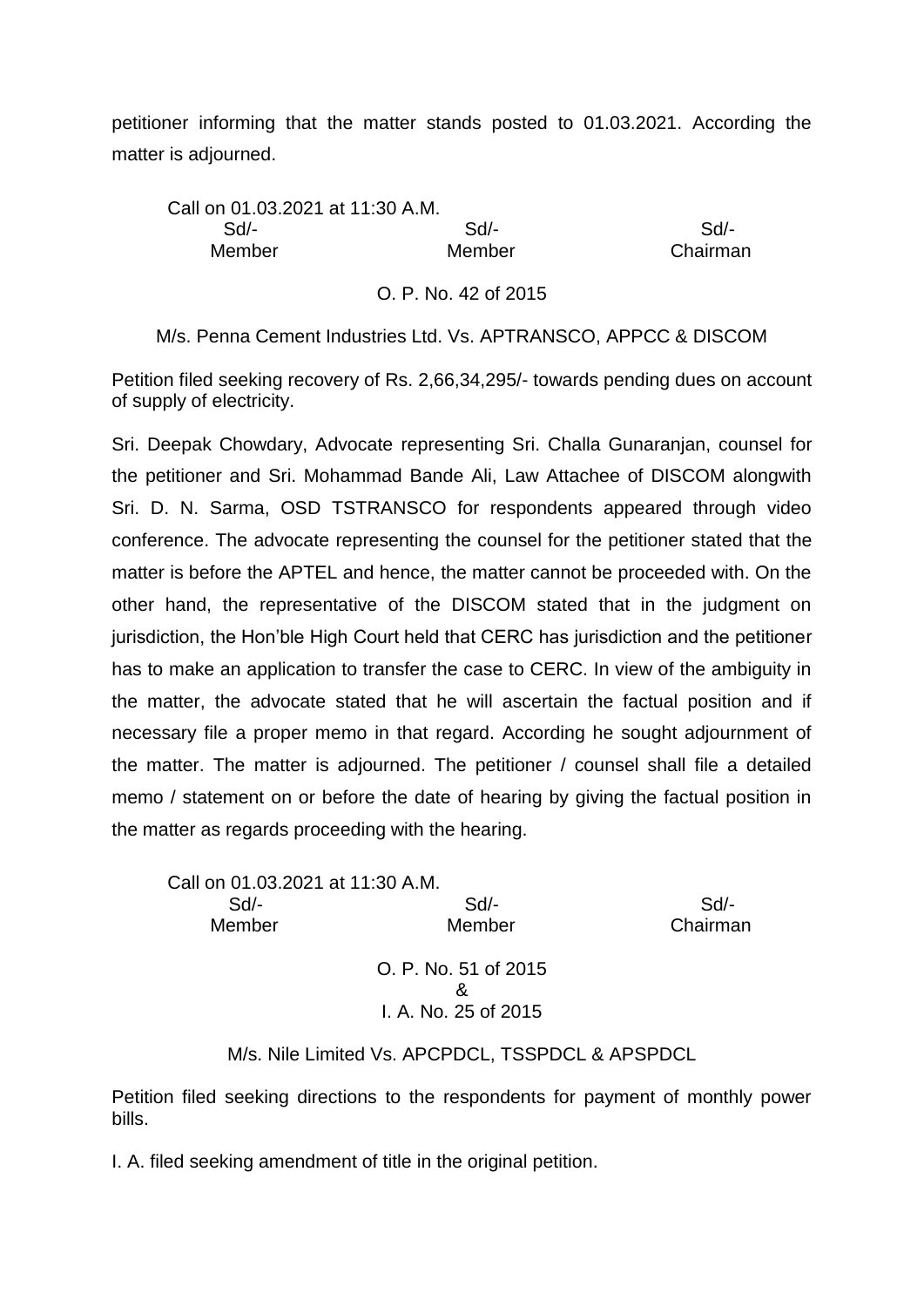petitioner informing that the matter stands posted to 01.03.2021. According the matter is adjourned.

Call on 01.03.2021 at 11:30 A.M.

| Sd/- | Sd/- | Sd/- |
|---|---|---|
| Member | Member | Chairman |

O. P. No. 42 of 2015

M/s. Penna Cement Industries Ltd. Vs. APTRANSCO, APPCC & DISCOM

Petition filed seeking recovery of Rs. 2,66,34,295/- towards pending dues on account of supply of electricity.

Sri. Deepak Chowdary, Advocate representing Sri. Challa Gunaranjan, counsel for the petitioner and Sri. Mohammad Bande Ali, Law Attachee of DISCOM alongwith Sri. D. N. Sarma, OSD TSTRANSCO for respondents appeared through video conference. The advocate representing the counsel for the petitioner stated that the matter is before the APTEL and hence, the matter cannot be proceeded with. On the other hand, the representative of the DISCOM stated that in the judgment on jurisdiction, the Hon'ble High Court held that CERC has jurisdiction and the petitioner has to make an application to transfer the case to CERC. In view of the ambiguity in the matter, the advocate stated that he will ascertain the factual position and if necessary file a proper memo in that regard. According he sought adjournment of the matter. The matter is adjourned. The petitioner / counsel shall file a detailed memo / statement on or before the date of hearing by giving the factual position in the matter as regards proceeding with the hearing.

Call on 01.03.2021 at 11:30 A.M.

| Sd/- | Sd/- | Sd/- |
|---|---|---|
| Member | Member | Chairman |

O. P. No. 51 of 2015
&
I. A. No. 25 of 2015

M/s. Nile Limited Vs. APCPDCL, TSSPDCL & APSPDCL

Petition filed seeking directions to the respondents for payment of monthly power bills.

I. A. filed seeking amendment of title in the original petition.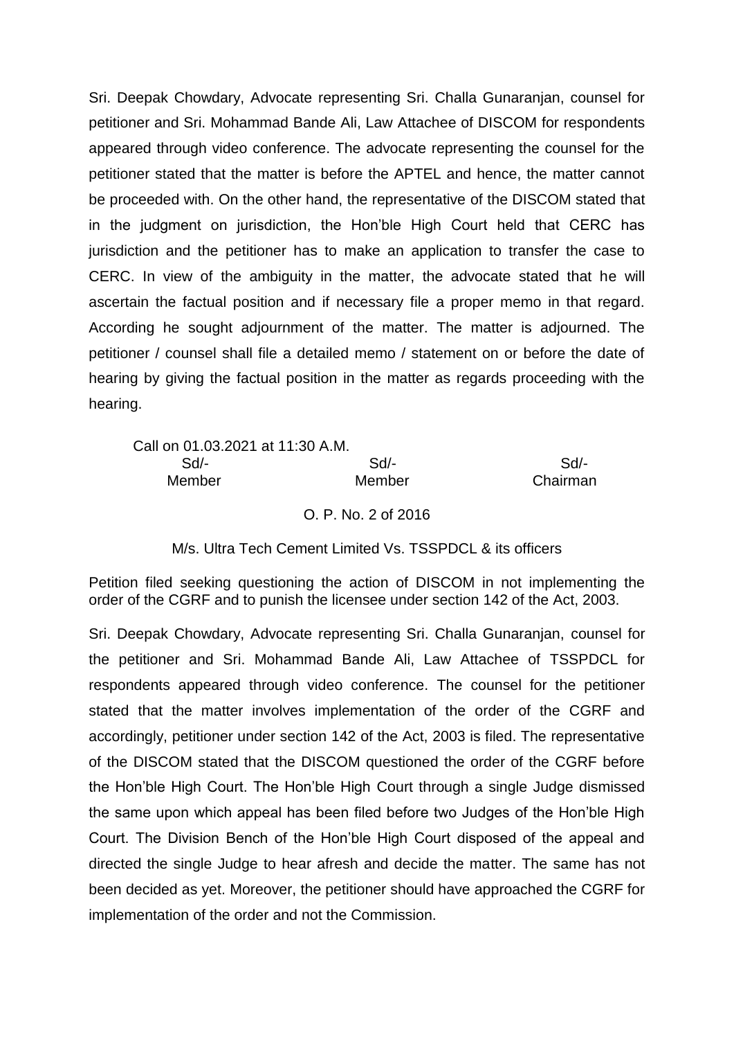Sri. Deepak Chowdary, Advocate representing Sri. Challa Gunaranjan, counsel for petitioner and Sri. Mohammad Bande Ali, Law Attachee of DISCOM for respondents appeared through video conference. The advocate representing the counsel for the petitioner stated that the matter is before the APTEL and hence, the matter cannot be proceeded with. On the other hand, the representative of the DISCOM stated that in the judgment on jurisdiction, the Hon'ble High Court held that CERC has jurisdiction and the petitioner has to make an application to transfer the case to CERC. In view of the ambiguity in the matter, the advocate stated that he will ascertain the factual position and if necessary file a proper memo in that regard. According he sought adjournment of the matter. The matter is adjourned. The petitioner / counsel shall file a detailed memo / statement on or before the date of hearing by giving the factual position in the matter as regards proceeding with the hearing.

Call on 01.03.2021 at 11:30 A.M.

| Sd/- | Sd/- | Sd/- |
|---|---|---|
| Member | Member | Chairman |

O. P. No. 2 of 2016

M/s. Ultra Tech Cement Limited Vs. TSSPDCL & its officers

Petition filed seeking questioning the action of DISCOM in not implementing the order of the CGRF and to punish the licensee under section 142 of the Act, 2003.

Sri. Deepak Chowdary, Advocate representing Sri. Challa Gunaranjan, counsel for the petitioner and Sri. Mohammad Bande Ali, Law Attachee of TSSPDCL for respondents appeared through video conference. The counsel for the petitioner stated that the matter involves implementation of the order of the CGRF and accordingly, petitioner under section 142 of the Act, 2003 is filed. The representative of the DISCOM stated that the DISCOM questioned the order of the CGRF before the Hon'ble High Court. The Hon'ble High Court through a single Judge dismissed the same upon which appeal has been filed before two Judges of the Hon'ble High Court. The Division Bench of the Hon'ble High Court disposed of the appeal and directed the single Judge to hear afresh and decide the matter. The same has not been decided as yet. Moreover, the petitioner should have approached the CGRF for implementation of the order and not the Commission.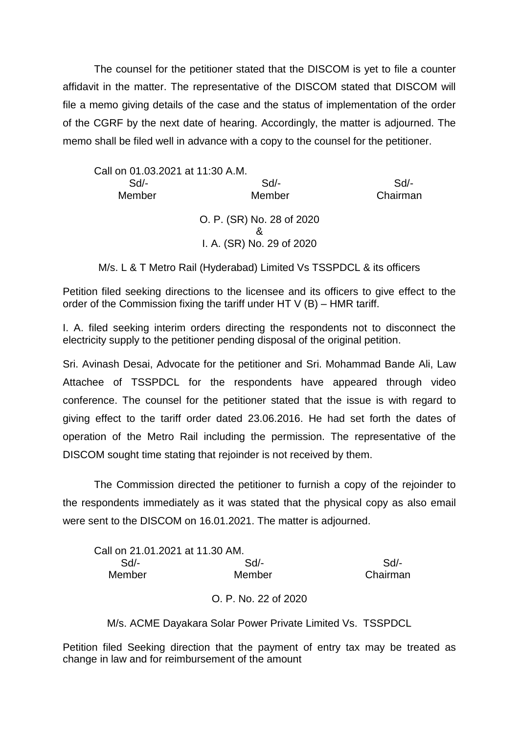The counsel for the petitioner stated that the DISCOM is yet to file a counter affidavit in the matter. The representative of the DISCOM stated that DISCOM will file a memo giving details of the case and the status of implementation of the order of the CGRF by the next date of hearing. Accordingly, the matter is adjourned. The memo shall be filed well in advance with a copy to the counsel for the petitioner.

Call on 01.03.2021 at 11:30 A.M.

| Sd/- | Sd/- | Sd/- |
|---|---|---|
| Member | Member | Chairman |

O. P. (SR) No. 28 of 2020
&
I. A. (SR) No. 29 of 2020

M/s. L & T Metro Rail (Hyderabad) Limited Vs TSSPDCL & its officers

Petition filed seeking directions to the licensee and its officers to give effect to the order of the Commission fixing the tariff under HT V (B) – HMR tariff.

I. A. filed seeking interim orders directing the respondents not to disconnect the electricity supply to the petitioner pending disposal of the original petition.

Sri. Avinash Desai, Advocate for the petitioner and Sri. Mohammad Bande Ali, Law Attachee of TSSPDCL for the respondents have appeared through video conference. The counsel for the petitioner stated that the issue is with regard to giving effect to the tariff order dated 23.06.2016. He had set forth the dates of operation of the Metro Rail including the permission. The representative of the DISCOM sought time stating that rejoinder is not received by them.

The Commission directed the petitioner to furnish a copy of the rejoinder to the respondents immediately as it was stated that the physical copy as also email were sent to the DISCOM on 16.01.2021. The matter is adjourned.

Call on 21.01.2021 at 11.30 AM.

| Sd/- | Sd/- | Sd/- |
|---|---|---|
| Member | Member | Chairman |

O. P. No. 22 of 2020

M/s. ACME Dayakara Solar Power Private Limited Vs. TSSPDCL

Petition filed Seeking direction that the payment of entry tax may be treated as change in law and for reimbursement of the amount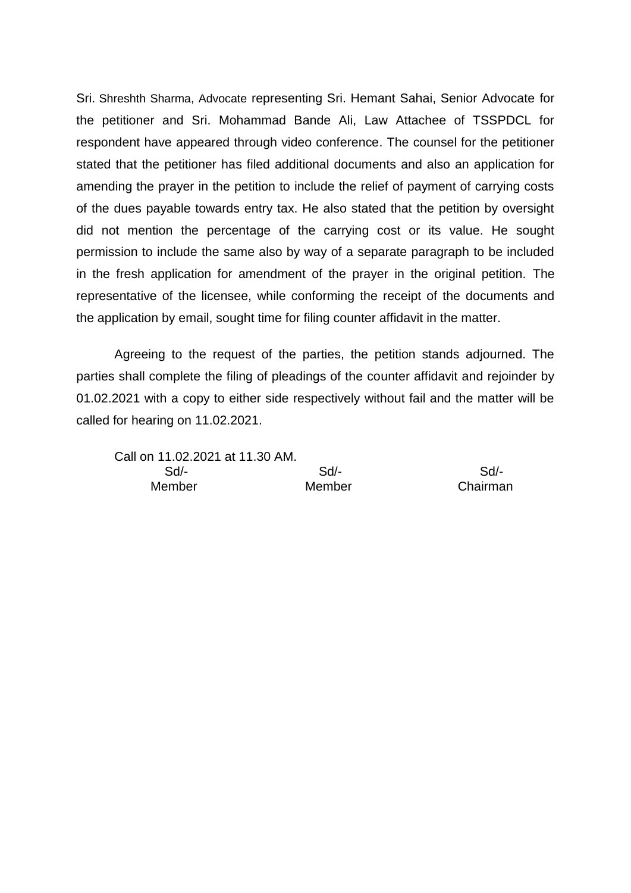Sri. Shreshth Sharma, Advocate representing Sri. Hemant Sahai, Senior Advocate for the petitioner and Sri. Mohammad Bande Ali, Law Attachee of TSSPDCL for respondent have appeared through video conference. The counsel for the petitioner stated that the petitioner has filed additional documents and also an application for amending the prayer in the petition to include the relief of payment of carrying costs of the dues payable towards entry tax. He also stated that the petition by oversight did not mention the percentage of the carrying cost or its value. He sought permission to include the same also by way of a separate paragraph to be included in the fresh application for amendment of the prayer in the original petition. The representative of the licensee, while conforming the receipt of the documents and the application by email, sought time for filing counter affidavit in the matter.

Agreeing to the request of the parties, the petition stands adjourned. The parties shall complete the filing of pleadings of the counter affidavit and rejoinder by 01.02.2021 with a copy to either side respectively without fail and the matter will be called for hearing on 11.02.2021.

Call on 11.02.2021 at 11.30 AM.

| Sd/- | Sd/- | Sd/- |
| --- | --- | --- |
| Member | Member | Chairman |